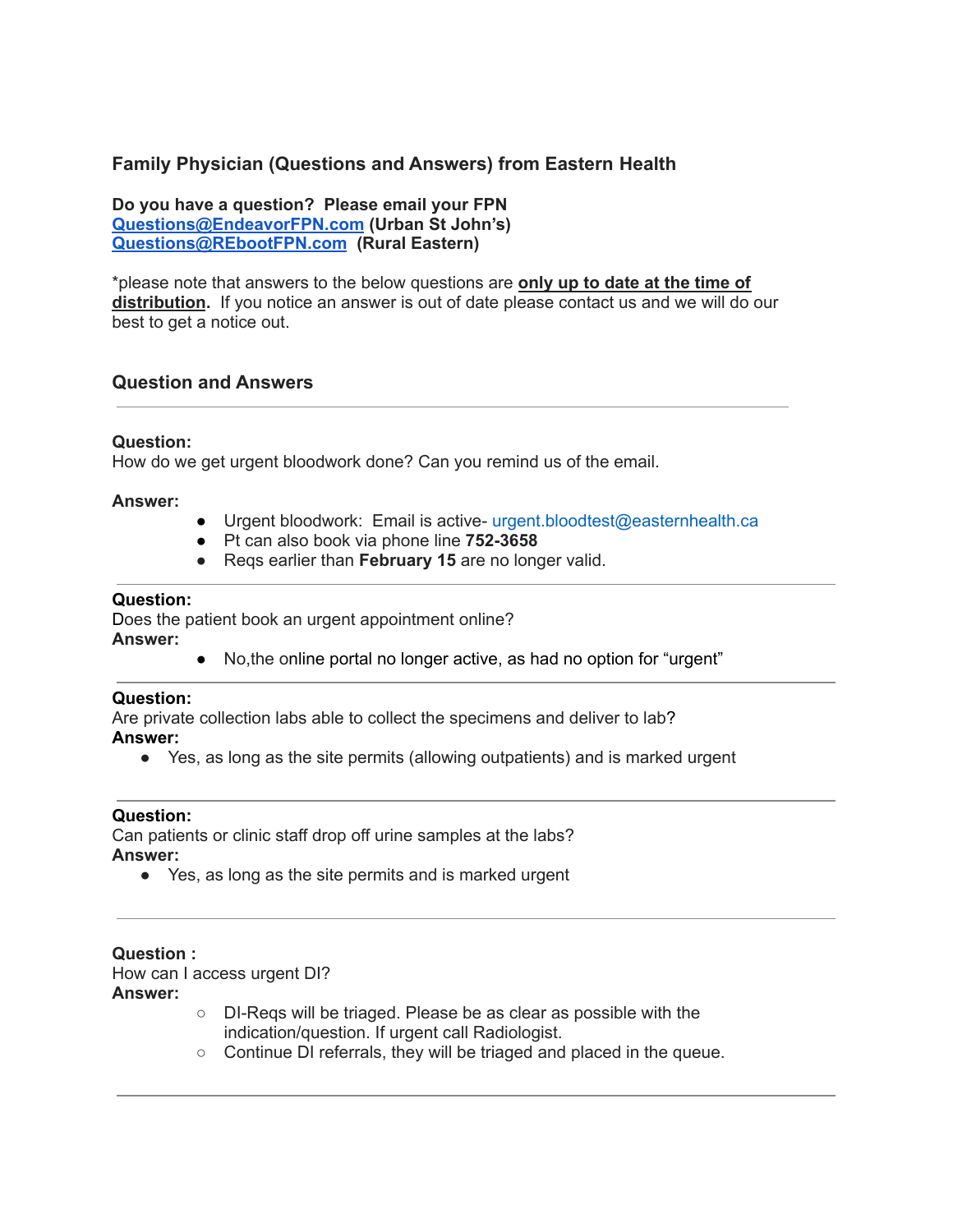### Family Physician (Questions and Answers) from Eastern Health

**Do you have a question? Please email your FPN**
**[Questions@EndeavorFPN.com](mailto:Questions@EndeavorFPN.com) (Urban St John's)**
**[Questions@REbootFPN.com](mailto:Questions@REbootFPN.com) (Rural Eastern)**

*please note that answers to the below questions are **only up to date at the time of distribution**. If you notice an answer is out of date please contact us and we will do our best to get a notice out.

### Question and Answers

---

**Question:**
How do we get urgent bloodwork done? Can you remind us of the email.

**Answer:**

- Urgent bloodwork: Email is active- urgent.bloodtest@easternhealth.ca
- Pt can also book via phone line **752-3658**
- Reqs earlier than **February 15** are no longer valid.

---

**Question:**
Does the patient book an urgent appointment online?
**Answer:**

- No,the online portal no longer active, as had no option for "urgent"

---

**Question:**
Are private collection labs able to collect the specimens and deliver to lab?
**Answer:**

- Yes, as long as the site permits (allowing outpatients) and is marked urgent

---

**Question:**
Can patients or clinic staff drop off urine samples at the labs?
**Answer:**

- Yes, as long as the site permits and is marked urgent

---

**Question :**
How can I access urgent DI?
**Answer:**

- DI-Reqs will be triaged. Please be as clear as possible with the indication/question. If urgent call Radiologist.
- Continue DI referrals, they will be triaged and placed in the queue.

---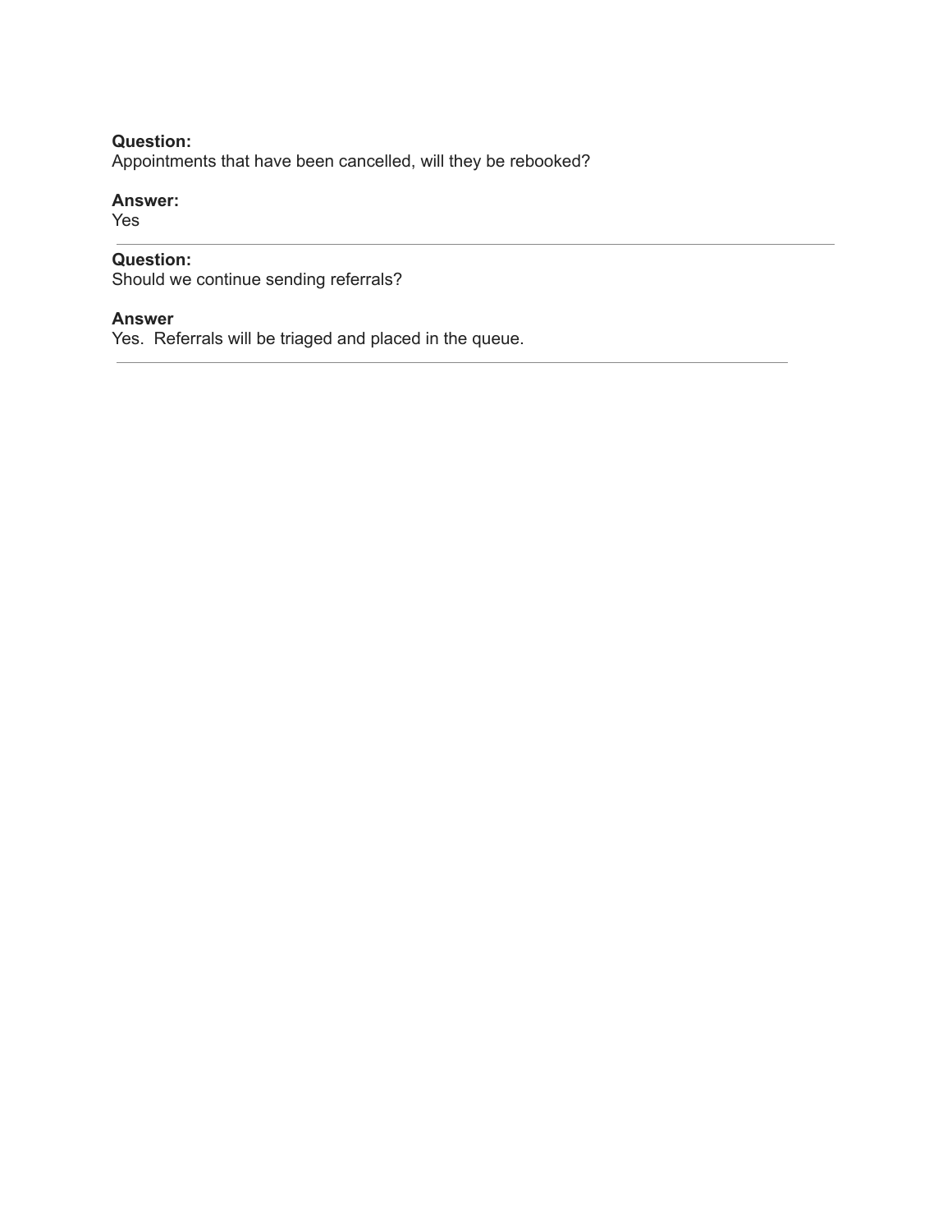**Question:**
Appointments that have been cancelled, will they be rebooked?

**Answer:**
Yes

---

**Question:**
Should we continue sending referrals?

**Answer**
Yes.  Referrals will be triaged and placed in the queue.

---